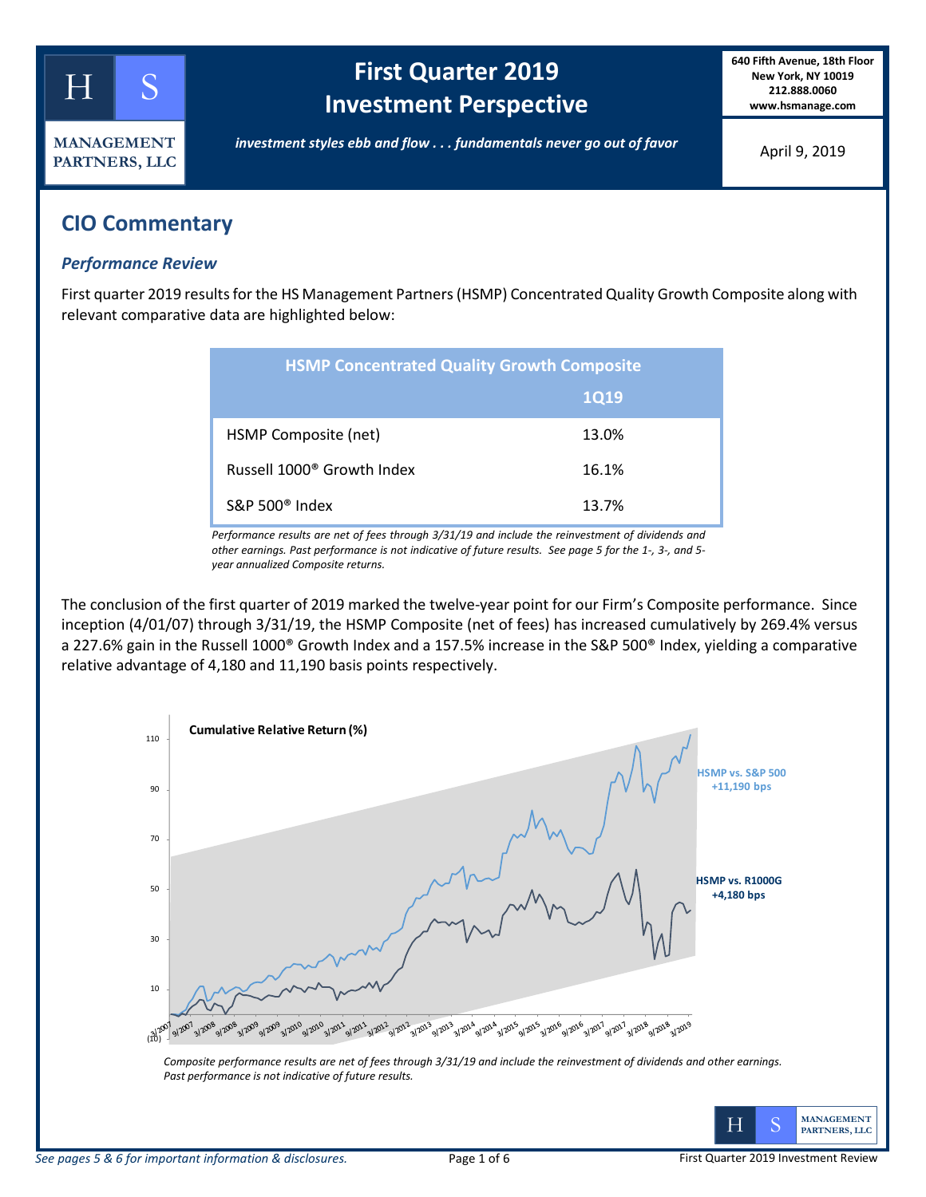# First Quarter 2019 Investment Perspective

*investment styles ebb and flow . . . fundamentals never go out of favor*

HS MANAGEMENT PARTNERS, LLC

640 Fifth Avenue, 18th Floor
New York, NY 10019
212.888.0060
www.hsmanage.com

April 9, 2019

## CIO Commentary

### *Performance Review*

First quarter 2019 results for the HS Management Partners (HSMP) Concentrated Quality Growth Composite along with relevant comparative data are highlighted below:

| HSMP Concentrated Quality Growth Composite | 1Q19 |
|---|---|
| HSMP Composite (net) | 13.0% |
| Russell 1000® Growth Index | 16.1% |
| S&P 500® Index | 13.7% |

*Performance results are net of fees through 3/31/19 and include the reinvestment of dividends and other earnings. Past performance is not indicative of future results. See page 5 for the 1-, 3-, and 5-year annualized Composite returns.*

The conclusion of the first quarter of 2019 marked the twelve-year point for our Firm's Composite performance. Since inception (4/01/07) through 3/31/19, the HSMP Composite (net of fees) has increased cumulatively by 269.4% versus a 227.6% gain in the Russell 1000® Growth Index and a 157.5% increase in the S&P 500® Index, yielding a comparative relative advantage of 4,180 and 11,190 basis points respectively.

**Cumulative Relative Return (%)**

HSMP vs. S&P 500 +11,190 bps

HSMP vs. R1000G +4,180 bps

*Composite performance results are net of fees through 3/31/19 and include the reinvestment of dividends and other earnings. Past performance is not indicative of future results.*

*See pages 5 & 6 for important information & disclosures.*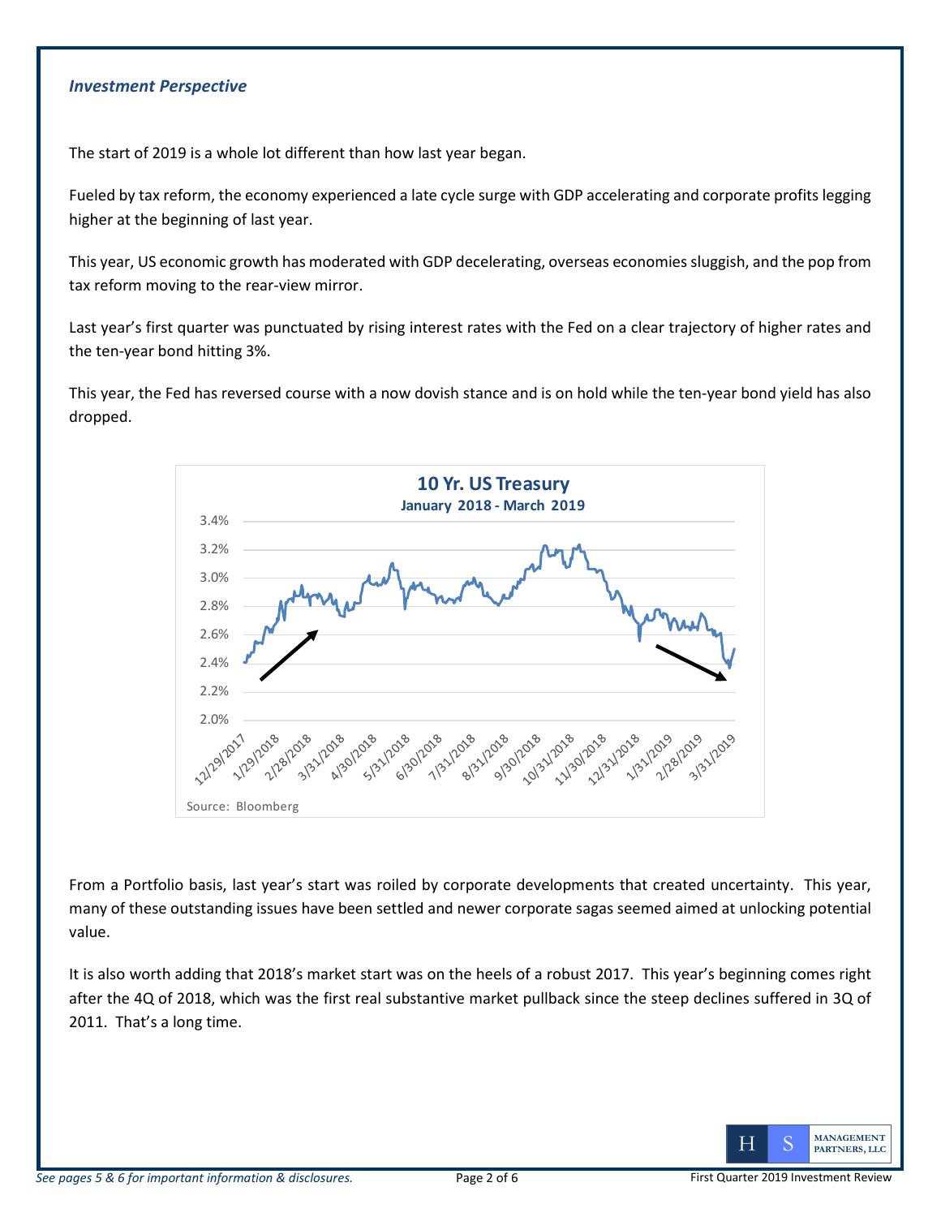### *Investment Perspective*

The start of 2019 is a whole lot different than how last year began.

Fueled by tax reform, the economy experienced a late cycle surge with GDP accelerating and corporate profits legging higher at the beginning of last year.

This year, US economic growth has moderated with GDP decelerating, overseas economies sluggish, and the pop from tax reform moving to the rear-view mirror.

Last year's first quarter was punctuated by rising interest rates with the Fed on a clear trajectory of higher rates and the ten-year bond hitting 3%.

This year, the Fed has reversed course with a now dovish stance and is on hold while the ten-year bond yield has also dropped.

From a Portfolio basis, last year's start was roiled by corporate developments that created uncertainty. This year, many of these outstanding issues have been settled and newer corporate sagas seemed aimed at unlocking potential value.

It is also worth adding that 2018's market start was on the heels of a robust 2017. This year's beginning comes right after the 4Q of 2018, which was the first real substantive market pullback since the steep declines suffered in 3Q of 2011. That's a long time.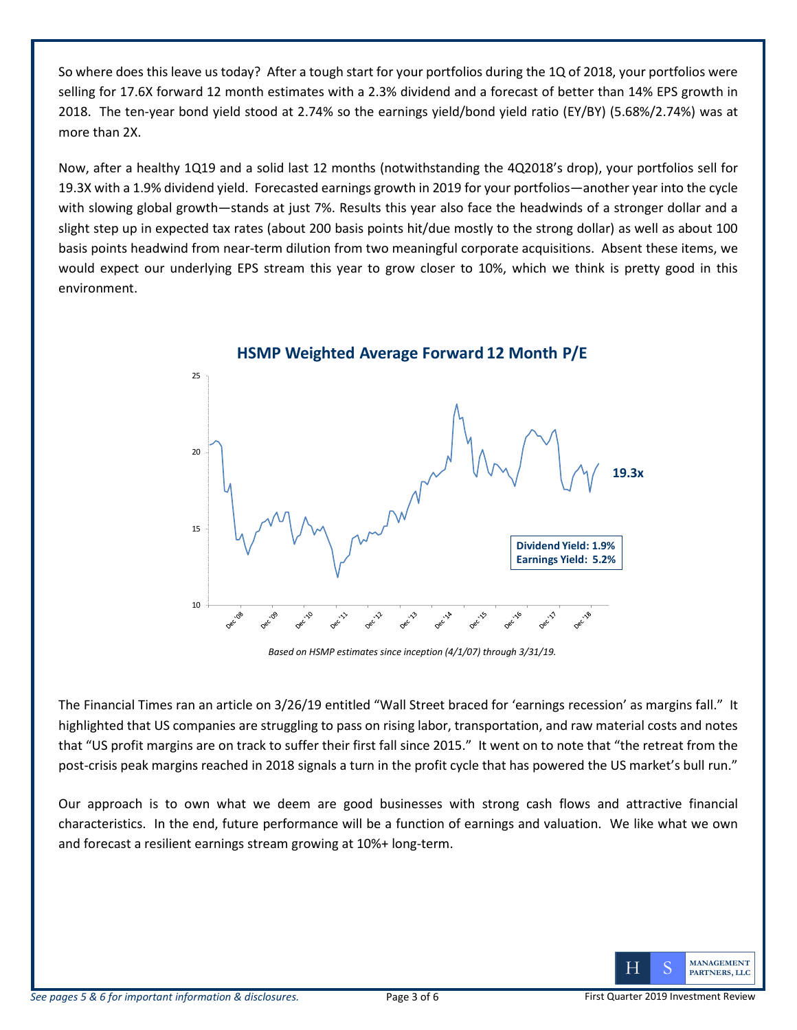So where does this leave us today? After a tough start for your portfolios during the 1Q of 2018, your portfolios were selling for 17.6X forward 12 month estimates with a 2.3% dividend and a forecast of better than 14% EPS growth in 2018. The ten-year bond yield stood at 2.74% so the earnings yield/bond yield ratio (EY/BY) (5.68%/2.74%) was at more than 2X.

Now, after a healthy 1Q19 and a solid last 12 months (notwithstanding the 4Q2018's drop), your portfolios sell for 19.3X with a 1.9% dividend yield. Forecasted earnings growth in 2019 for your portfolios—another year into the cycle with slowing global growth—stands at just 7%. Results this year also face the headwinds of a stronger dollar and a slight step up in expected tax rates (about 200 basis points hit/due mostly to the strong dollar) as well as about 100 basis points headwind from near-term dilution from two meaningful corporate acquisitions. Absent these items, we would expect our underlying EPS stream this year to grow closer to 10%, which we think is pretty good in this environment.

**HSMP Weighted Average Forward 12 Month P/E**

19.3x

Dividend Yield: 1.9%
Earnings Yield: 5.2%

*Based on HSMP estimates since inception (4/1/07) through 3/31/19.*

The Financial Times ran an article on 3/26/19 entitled "Wall Street braced for 'earnings recession' as margins fall." It highlighted that US companies are struggling to pass on rising labor, transportation, and raw material costs and notes that "US profit margins are on track to suffer their first fall since 2015." It went on to note that "the retreat from the post-crisis peak margins reached in 2018 signals a turn in the profit cycle that has powered the US market's bull run."

Our approach is to own what we deem are good businesses with strong cash flows and attractive financial characteristics. In the end, future performance will be a function of earnings and valuation. We like what we own and forecast a resilient earnings stream growing at 10%+ long-term.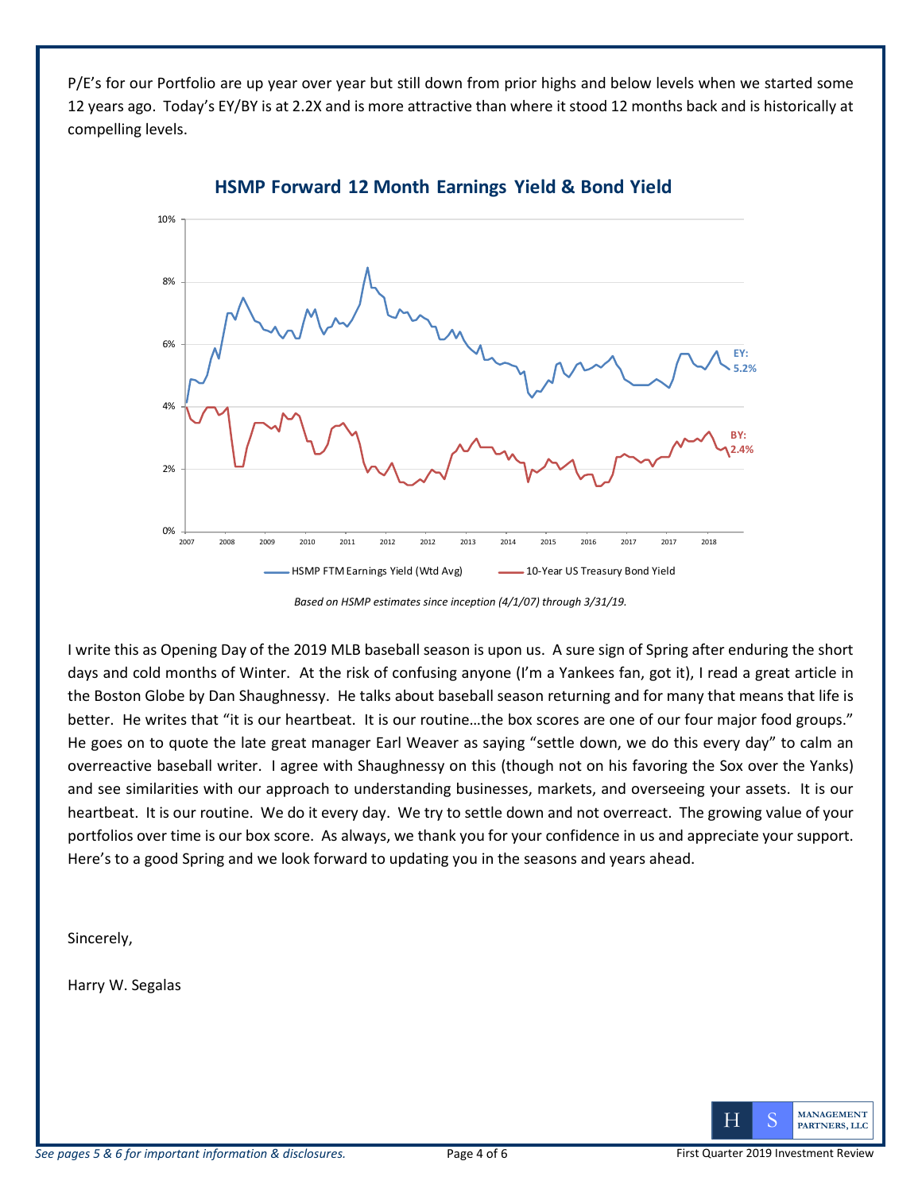P/E's for our Portfolio are up year over year but still down from prior highs and below levels when we started some 12 years ago. Today's EY/BY is at 2.2X and is more attractive than where it stood 12 months back and is historically at compelling levels.

**HSMP Forward 12 Month Earnings Yield & Bond Yield**

*Based on HSMP estimates since inception (4/1/07) through 3/31/19.*

I write this as Opening Day of the 2019 MLB baseball season is upon us. A sure sign of Spring after enduring the short days and cold months of Winter. At the risk of confusing anyone (I'm a Yankees fan, got it), I read a great article in the Boston Globe by Dan Shaughnessy. He talks about baseball season returning and for many that means that life is better. He writes that "it is our heartbeat. It is our routine…the box scores are one of our four major food groups." He goes on to quote the late great manager Earl Weaver as saying "settle down, we do this every day" to calm an overreactive baseball writer. I agree with Shaughnessy on this (though not on his favoring the Sox over the Yanks) and see similarities with our approach to understanding businesses, markets, and overseeing your assets. It is our heartbeat. It is our routine. We do it every day. We try to settle down and not overreact. The growing value of your portfolios over time is our box score. As always, we thank you for your confidence in us and appreciate your support. Here's to a good Spring and we look forward to updating you in the seasons and years ahead.

Sincerely,

Harry W. Segalas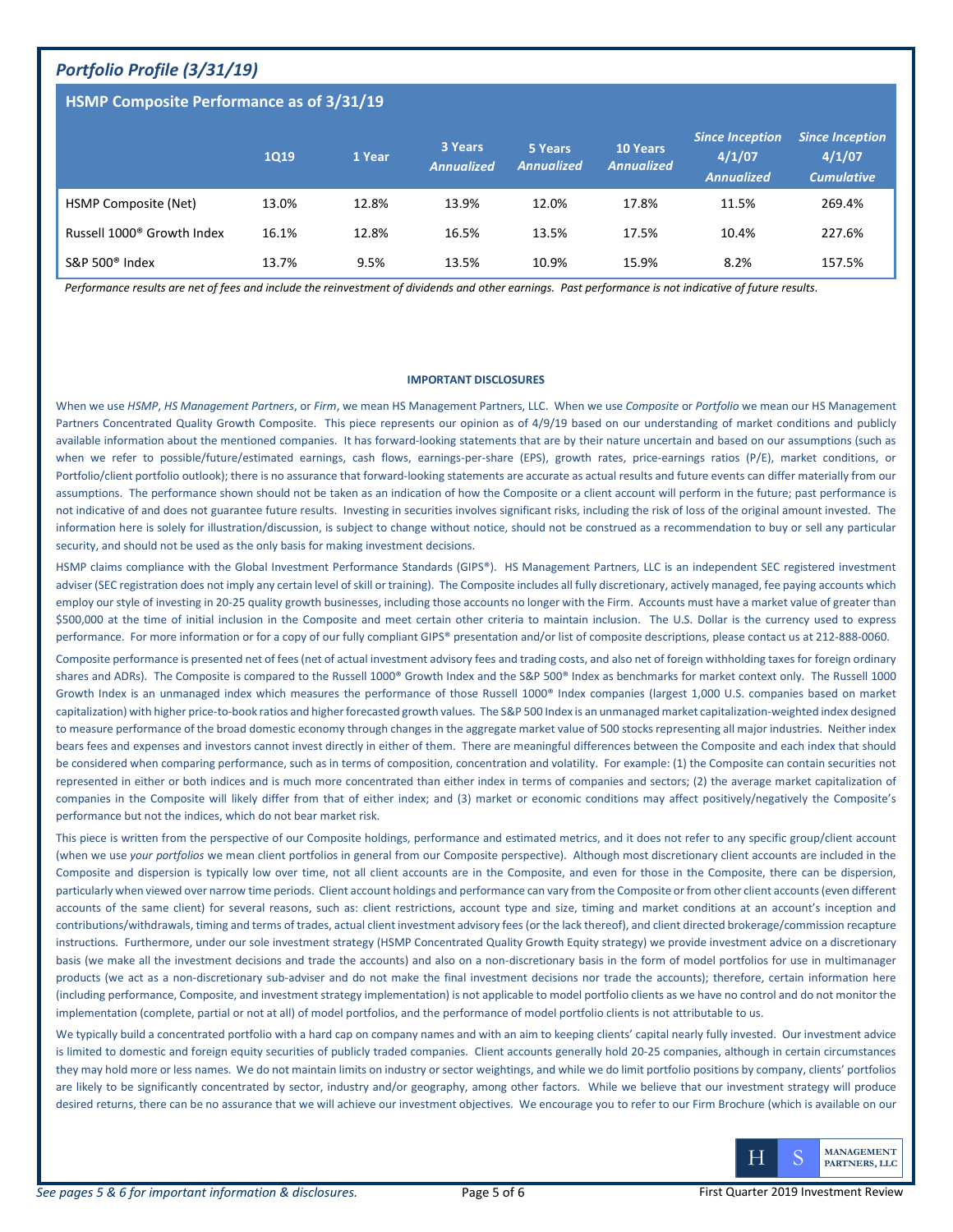## *Portfolio Profile (3/31/19)*

### HSMP Composite Performance as of 3/31/19

| | 1Q19 | 1 Year | 3 Years *Annualized* | 5 Years *Annualized* | 10 Years *Annualized* | *Since Inception 4/1/07 Annualized* | *Since Inception 4/1/07 Cumulative* |
|---|---|---|---|---|---|---|---|
| HSMP Composite (Net) | 13.0% | 12.8% | 13.9% | 12.0% | 17.8% | 11.5% | 269.4% |
| Russell 1000® Growth Index | 16.1% | 12.8% | 16.5% | 13.5% | 17.5% | 10.4% | 227.6% |
| S&P 500® Index | 13.7% | 9.5% | 13.5% | 10.9% | 15.9% | 8.2% | 157.5% |

*Performance results are net of fees and include the reinvestment of dividends and other earnings. Past performance is not indicative of future results.*

**IMPORTANT DISCLOSURES**

When we use *HSMP*, *HS Management Partners*, or *Firm*, we mean HS Management Partners, LLC. When we use *Composite* or *Portfolio* we mean our HS Management Partners Concentrated Quality Growth Composite. This piece represents our opinion as of 4/9/19 based on our understanding of market conditions and publicly available information about the mentioned companies. It has forward-looking statements that are by their nature uncertain and based on our assumptions (such as when we refer to possible/future/estimated earnings, cash flows, earnings-per-share (EPS), growth rates, price-earnings ratios (P/E), market conditions, or Portfolio/client portfolio outlook); there is no assurance that forward-looking statements are accurate as actual results and future events can differ materially from our assumptions. The performance shown should not be taken as an indication of how the Composite or a client account will perform in the future; past performance is not indicative of and does not guarantee future results. Investing in securities involves significant risks, including the risk of loss of the original amount invested. The information here is solely for illustration/discussion, is subject to change without notice, should not be construed as a recommendation to buy or sell any particular security, and should not be used as the only basis for making investment decisions.

HSMP claims compliance with the Global Investment Performance Standards (GIPS®). HS Management Partners, LLC is an independent SEC registered investment adviser (SEC registration does not imply any certain level of skill or training). The Composite includes all fully discretionary, actively managed, fee paying accounts which employ our style of investing in 20-25 quality growth businesses, including those accounts no longer with the Firm. Accounts must have a market value of greater than $500,000 at the time of initial inclusion in the Composite and meet certain other criteria to maintain inclusion. The U.S. Dollar is the currency used to express performance. For more information or for a copy of our fully compliant GIPS® presentation and/or list of composite descriptions, please contact us at 212-888-0060.

Composite performance is presented net of fees (net of actual investment advisory fees and trading costs, and also net of foreign withholding taxes for foreign ordinary shares and ADRs). The Composite is compared to the Russell 1000® Growth Index and the S&P 500® Index as benchmarks for market context only. The Russell 1000 Growth Index is an unmanaged index which measures the performance of those Russell 1000® Index companies (largest 1,000 U.S. companies based on market capitalization) with higher price-to-book ratios and higher forecasted growth values. The S&P 500 Index is an unmanaged market capitalization-weighted index designed to measure performance of the broad domestic economy through changes in the aggregate market value of 500 stocks representing all major industries. Neither index bears fees and expenses and investors cannot invest directly in either of them. There are meaningful differences between the Composite and each index that should be considered when comparing performance, such as in terms of composition, concentration and volatility. For example: (1) the Composite can contain securities not represented in either or both indices and is much more concentrated than either index in terms of companies and sectors; (2) the average market capitalization of companies in the Composite will likely differ from that of either index; and (3) market or economic conditions may affect positively/negatively the Composite's performance but not the indices, which do not bear market risk.

This piece is written from the perspective of our Composite holdings, performance and estimated metrics, and it does not refer to any specific group/client account (when we use *your portfolios* we mean client portfolios in general from our Composite perspective). Although most discretionary client accounts are included in the Composite and dispersion is typically low over time, not all client accounts are in the Composite, and even for those in the Composite, there can be dispersion, particularly when viewed over narrow time periods. Client account holdings and performance can vary from the Composite or from other client accounts (even different accounts of the same client) for several reasons, such as: client restrictions, account type and size, timing and market conditions at an account's inception and contributions/withdrawals, timing and terms of trades, actual client investment advisory fees (or the lack thereof), and client directed brokerage/commission recapture instructions. Furthermore, under our sole investment strategy (HSMP Concentrated Quality Growth Equity strategy) we provide investment advice on a discretionary basis (we make all the investment decisions and trade the accounts) and also on a non-discretionary basis in the form of model portfolios for use in multimanager products (we act as a non-discretionary sub-adviser and do not make the final investment decisions nor trade the accounts); therefore, certain information here (including performance, Composite, and investment strategy implementation) is not applicable to model portfolio clients as we have no control and do not monitor the implementation (complete, partial or not at all) of model portfolios, and the performance of model portfolio clients is not attributable to us.

We typically build a concentrated portfolio with a hard cap on company names and with an aim to keeping clients' capital nearly fully invested. Our investment advice is limited to domestic and foreign equity securities of publicly traded companies. Client accounts generally hold 20-25 companies, although in certain circumstances they may hold more or less names. We do not maintain limits on industry or sector weightings, and while we do limit portfolio positions by company, clients' portfolios are likely to be significantly concentrated by sector, industry and/or geography, among other factors. While we believe that our investment strategy will produce desired returns, there can be no assurance that we will achieve our investment objectives. We encourage you to refer to our Firm Brochure (which is available on our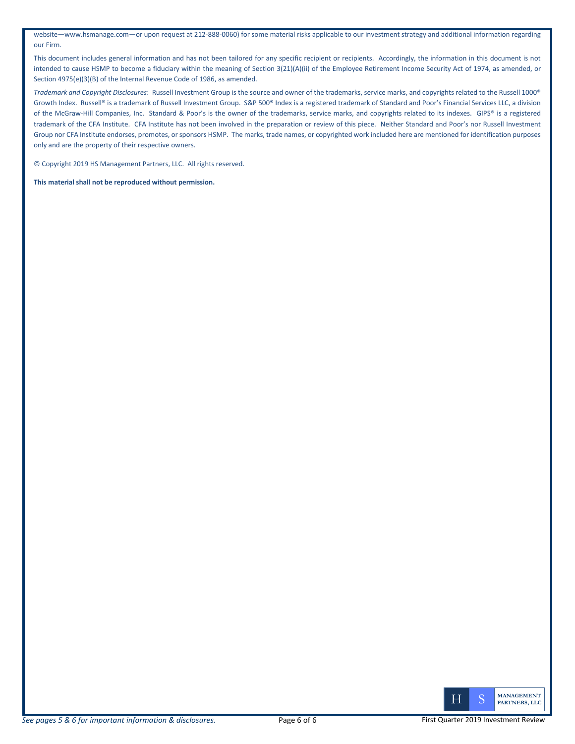website—www.hsmanage.com—or upon request at 212-888-0060) for some material risks applicable to our investment strategy and additional information regarding our Firm.

This document includes general information and has not been tailored for any specific recipient or recipients. Accordingly, the information in this document is not intended to cause HSMP to become a fiduciary within the meaning of Section 3(21)(A)(ii) of the Employee Retirement Income Security Act of 1974, as amended, or Section 4975(e)(3)(B) of the Internal Revenue Code of 1986, as amended.

*Trademark and Copyright Disclosures*: Russell Investment Group is the source and owner of the trademarks, service marks, and copyrights related to the Russell 1000® Growth Index. Russell® is a trademark of Russell Investment Group. S&P 500® Index is a registered trademark of Standard and Poor's Financial Services LLC, a division of the McGraw-Hill Companies, Inc. Standard & Poor's is the owner of the trademarks, service marks, and copyrights related to its indexes. GIPS® is a registered trademark of the CFA Institute. CFA Institute has not been involved in the preparation or review of this piece. Neither Standard and Poor's nor Russell Investment Group nor CFA Institute endorses, promotes, or sponsors HSMP. The marks, trade names, or copyrighted work included here are mentioned for identification purposes only and are the property of their respective owners.

© Copyright 2019 HS Management Partners, LLC. All rights reserved.

**This material shall not be reproduced without permission.**